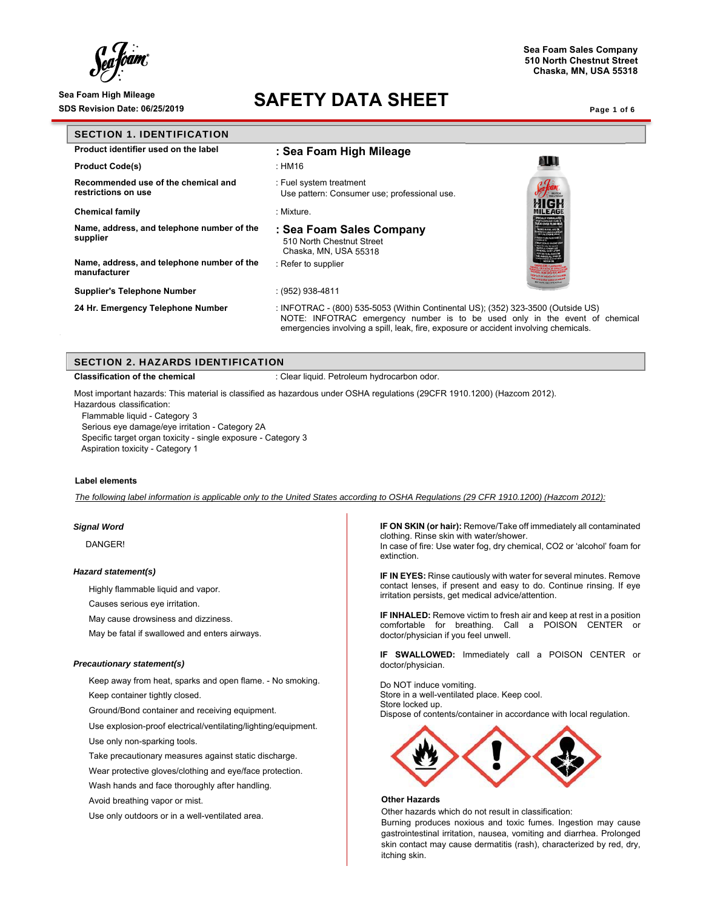Sea Foam Sales Company
510 North Chestnut Street
Chaska, MN, USA 55318

Sea Foam High Mileage
SDS Revision Date: 06/25/2019

# SAFETY DATA SHEET

## SECTION 1. IDENTIFICATION

| | |
|---|---|
| **Product identifier used on the label** | **: Sea Foam High Mileage** |
| **Product Code(s)** | : HM16 |
| **Recommended use of the chemical and restrictions on use** | : Fuel system treatment<br>Use pattern: Consumer use; professional use. |
| **Chemical family** | : Mixture. |
| **Name, address, and telephone number of the supplier** | **: Sea Foam Sales Company**<br>510 North Chestnut Street<br>Chaska, MN, USA 55318 |
| **Name, address, and telephone number of the manufacturer** | : Refer to supplier |
| **Supplier's Telephone Number** | : (952) 938-4811 |
| **24 Hr. Emergency Telephone Number** | : INFOTRAC - (800) 535-5053 (Within Continental US); (352) 323-3500 (Outside US)<br>NOTE: INFOTRAC emergency number is to be used only in the event of chemical emergencies involving a spill, leak, fire, exposure or accident involving chemicals. |

## SECTION 2. HAZARDS IDENTIFICATION

**Classification of the chemical** : Clear liquid. Petroleum hydrocarbon odor.

Most important hazards: This material is classified as hazardous under OSHA regulations (29CFR 1910.1200) (Hazcom 2012).
Hazardous classification:
- Flammable liquid - Category 3
- Serious eye damage/eye irritation - Category 2A
- Specific target organ toxicity - single exposure - Category 3
- Aspiration toxicity - Category 1

**Label elements**

_The following label information is applicable only to the United States according to OSHA Regulations (29 CFR 1910.1200) (Hazcom 2012):_

***Signal Word***

DANGER!

***Hazard statement(s)***

Highly flammable liquid and vapor.

Causes serious eye irritation.

May cause drowsiness and dizziness.

May be fatal if swallowed and enters airways.

***Precautionary statement(s)***

Keep away from heat, sparks and open flame. - No smoking.

Keep container tightly closed.

Ground/Bond container and receiving equipment.

Use explosion-proof electrical/ventilating/lighting/equipment.

Use only non-sparking tools.

Take precautionary measures against static discharge.

Wear protective gloves/clothing and eye/face protection.

Wash hands and face thoroughly after handling.

Avoid breathing vapor or mist.

Use only outdoors or in a well-ventilated area.

**IF ON SKIN (or hair):** Remove/Take off immediately all contaminated clothing. Rinse skin with water/shower.
In case of fire: Use water fog, dry chemical, CO2 or 'alcohol' foam for extinction.

**IF IN EYES:** Rinse cautiously with water for several minutes. Remove contact lenses, if present and easy to do. Continue rinsing. If eye irritation persists, get medical advice/attention.

**IF INHALED:** Remove victim to fresh air and keep at rest in a position comfortable for breathing. Call a POISON CENTER or doctor/physician if you feel unwell.

**IF SWALLOWED:** Immediately call a POISON CENTER or doctor/physician.

Do NOT induce vomiting.
Store in a well-ventilated place. Keep cool.
Store locked up.
Dispose of contents/container in accordance with local regulation.

**Other Hazards**

Other hazards which do not result in classification:
Burning produces noxious and toxic fumes. Ingestion may cause gastrointestinal irritation, nausea, vomiting and diarrhea. Prolonged skin contact may cause dermatitis (rash), characterized by red, dry, itching skin.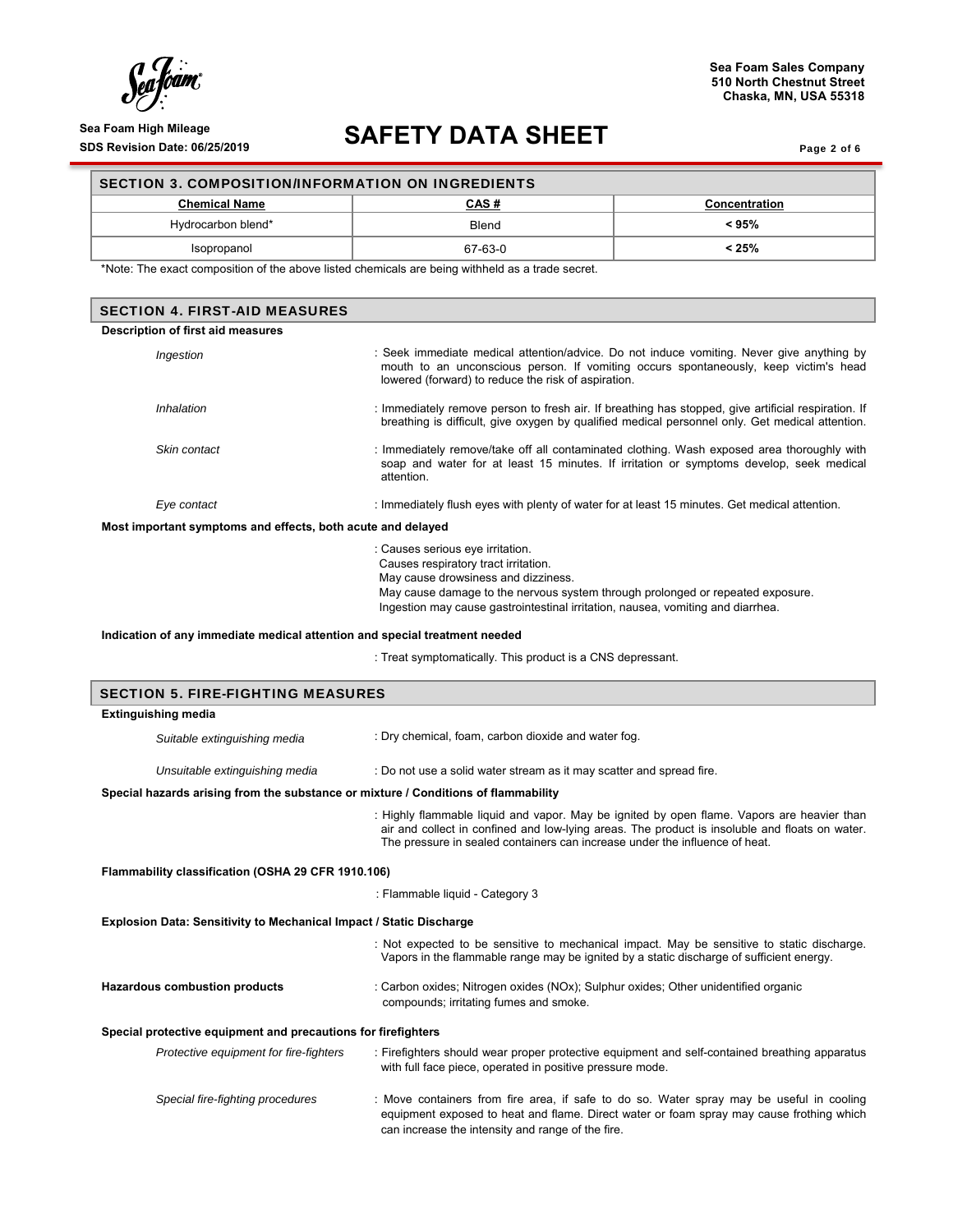## SECTION 3. COMPOSITION/INFORMATION ON INGREDIENTS

| Chemical Name | CAS # | Concentration |
|---|---|---|
| Hydrocarbon blend* | Blend | < 95% |
| Isopropanol | 67-63-0 | < 25% |

*Note: The exact composition of the above listed chemicals are being withheld as a trade secret.

## SECTION 4. FIRST-AID MEASURES

**Description of first aid measures**

*Ingestion* : Seek immediate medical attention/advice. Do not induce vomiting. Never give anything by mouth to an unconscious person. If vomiting occurs spontaneously, keep victim's head lowered (forward) to reduce the risk of aspiration.

*Inhalation* : Immediately remove person to fresh air. If breathing has stopped, give artificial respiration. If breathing is difficult, give oxygen by qualified medical personnel only. Get medical attention.

*Skin contact* : Immediately remove/take off all contaminated clothing. Wash exposed area thoroughly with soap and water for at least 15 minutes. If irritation or symptoms develop, seek medical attention.

*Eye contact* : Immediately flush eyes with plenty of water for at least 15 minutes. Get medical attention.

**Most important symptoms and effects, both acute and delayed**

: Causes serious eye irritation.
Causes respiratory tract irritation.
May cause drowsiness and dizziness.
May cause damage to the nervous system through prolonged or repeated exposure.
Ingestion may cause gastrointestinal irritation, nausea, vomiting and diarrhea.

**Indication of any immediate medical attention and special treatment needed**

: Treat symptomatically. This product is a CNS depressant.

## SECTION 5. FIRE-FIGHTING MEASURES

**Extinguishing media**

*Suitable extinguishing media* : Dry chemical, foam, carbon dioxide and water fog.

*Unsuitable extinguishing media* : Do not use a solid water stream as it may scatter and spread fire.

**Special hazards arising from the substance or mixture / Conditions of flammability**

: Highly flammable liquid and vapor. May be ignited by open flame. Vapors are heavier than air and collect in confined and low-lying areas. The product is insoluble and floats on water. The pressure in sealed containers can increase under the influence of heat.

**Flammability classification (OSHA 29 CFR 1910.106)**

: Flammable liquid - Category 3

**Explosion Data: Sensitivity to Mechanical Impact / Static Discharge**

: Not expected to be sensitive to mechanical impact. May be sensitive to static discharge. Vapors in the flammable range may be ignited by a static discharge of sufficient energy.

**Hazardous combustion products** : Carbon oxides; Nitrogen oxides (NOx); Sulphur oxides; Other unidentified organic compounds; irritating fumes and smoke.

**Special protective equipment and precautions for firefighters**

*Protective equipment for fire-fighters* : Firefighters should wear proper protective equipment and self-contained breathing apparatus with full face piece, operated in positive pressure mode.

*Special fire-fighting procedures* : Move containers from fire area, if safe to do so. Water spray may be useful in cooling equipment exposed to heat and flame. Direct water or foam spray may cause frothing which can increase the intensity and range of the fire.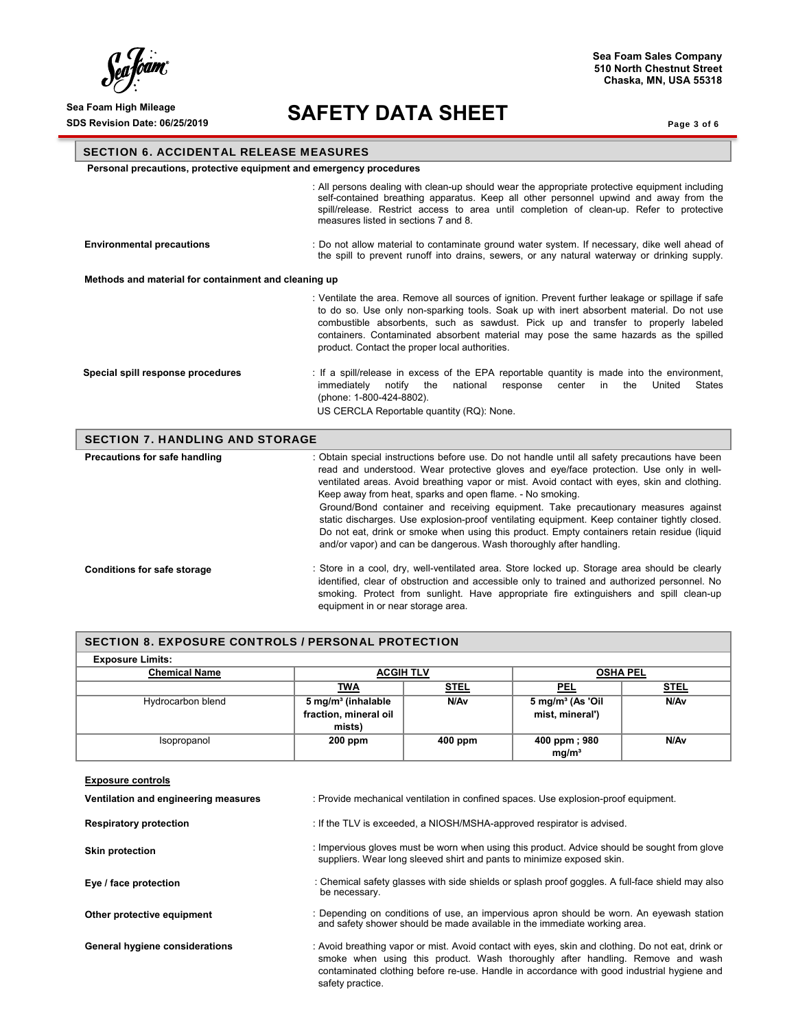## SECTION 6. ACCIDENTAL RELEASE MEASURES

**Personal precautions, protective equipment and emergency procedures**

: All persons dealing with clean-up should wear the appropriate protective equipment including self-contained breathing apparatus. Keep all other personnel upwind and away from the spill/release. Restrict access to area until completion of clean-up. Refer to protective measures listed in sections 7 and 8.

**Environmental precautions** : Do not allow material to contaminate ground water system. If necessary, dike well ahead of the spill to prevent runoff into drains, sewers, or any natural waterway or drinking supply.

**Methods and material for containment and cleaning up**

: Ventilate the area. Remove all sources of ignition. Prevent further leakage or spillage if safe to do so. Use only non-sparking tools. Soak up with inert absorbent material. Do not use combustible absorbents, such as sawdust. Pick up and transfer to properly labeled containers. Contaminated absorbent material may pose the same hazards as the spilled product. Contact the proper local authorities.

**Special spill response procedures** : If a spill/release in excess of the EPA reportable quantity is made into the environment, immediately notify the national response center in the United States (phone: 1-800-424-8802).
US CERCLA Reportable quantity (RQ): None.

## SECTION 7. HANDLING AND STORAGE

**Precautions for safe handling** : Obtain special instructions before use. Do not handle until all safety precautions have been read and understood. Wear protective gloves and eye/face protection. Use only in well-ventilated areas. Avoid breathing vapor or mist. Avoid contact with eyes, skin and clothing. Keep away from heat, sparks and open flame. - No smoking.
Ground/Bond container and receiving equipment. Take precautionary measures against static discharges. Use explosion-proof ventilating equipment. Keep container tightly closed. Do not eat, drink or smoke when using this product. Empty containers retain residue (liquid and/or vapor) and can be dangerous. Wash thoroughly after handling.

**Conditions for safe storage** : Store in a cool, dry, well-ventilated area. Store locked up. Storage area should be clearly identified, clear of obstruction and accessible only to trained and authorized personnel. No smoking. Protect from sunlight. Have appropriate fire extinguishers and spill clean-up equipment in or near storage area.

## SECTION 8. EXPOSURE CONTROLS / PERSONAL PROTECTION

**Exposure Limits:**

| Chemical Name | ACGIH TLV | | OSHA PEL | |
|---|---|---|---|---|
| | TWA | STEL | PEL | STEL |
| Hydrocarbon blend | 5 mg/m³ (inhalable fraction, mineral oil mists) | N/Av | 5 mg/m³ (As 'Oil mist, mineral') | N/Av |
| Isopropanol | 200 ppm | 400 ppm | 400 ppm ; 980 mg/m³ | N/Av |

**Exposure controls**

**Ventilation and engineering measures** : Provide mechanical ventilation in confined spaces. Use explosion-proof equipment.

**Respiratory protection** : If the TLV is exceeded, a NIOSH/MSHA-approved respirator is advised.

**Skin protection** : Impervious gloves must be worn when using this product. Advice should be sought from glove suppliers. Wear long sleeved shirt and pants to minimize exposed skin.

**Eye / face protection** : Chemical safety glasses with side shields or splash proof goggles. A full-face shield may also be necessary.

**Other protective equipment** : Depending on conditions of use, an impervious apron should be worn. An eyewash station and safety shower should be made available in the immediate working area.

**General hygiene considerations** : Avoid breathing vapor or mist. Avoid contact with eyes, skin and clothing. Do not eat, drink or smoke when using this product. Wash thoroughly after handling. Remove and wash contaminated clothing before re-use. Handle in accordance with good industrial hygiene and safety practice.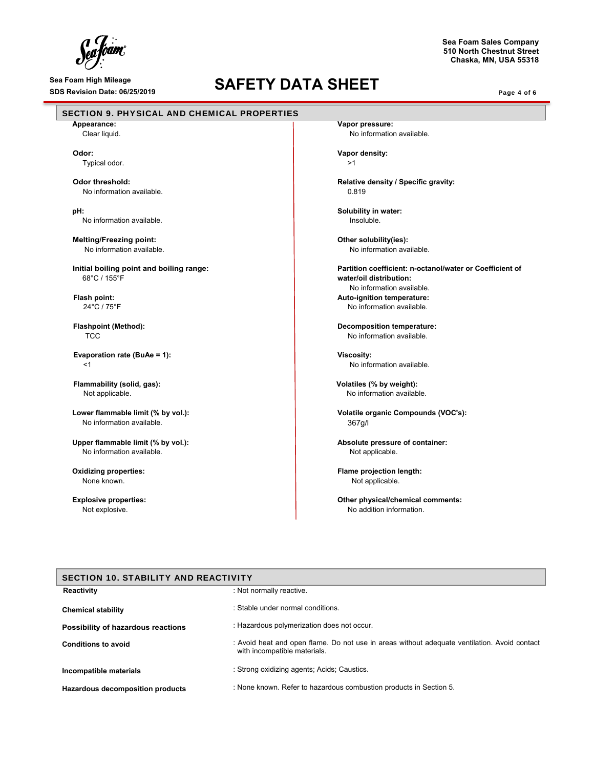## SECTION 9. PHYSICAL AND CHEMICAL PROPERTIES

**Appearance:**
Clear liquid.

**Odor:**
Typical odor.

**Odor threshold:**
No information available.

**pH:**
No information available.

**Melting/Freezing point:**
No information available.

**Initial boiling point and boiling range:**
68°C / 155°F

**Flash point:**
24°C / 75°F

**Flashpoint (Method):**
TCC

**Evaporation rate (BuAe = 1):**
<1

**Flammability (solid, gas):**
Not applicable.

**Lower flammable limit (% by vol.):**
No information available.

**Upper flammable limit (% by vol.):**
No information available.

**Oxidizing properties:**
None known.

**Explosive properties:**
Not explosive.

**Vapor pressure:**
No information available.

**Vapor density:**
>1

**Relative density / Specific gravity:**
0.819

**Solubility in water:**
Insoluble.

**Other solubility(ies):**
No information available.

**Partition coefficient: n-octanol/water or Coefficient of water/oil distribution:**
No information available.

**Auto-ignition temperature:**
No information available.

**Decomposition temperature:**
No information available.

**Viscosity:**
No information available.

**Volatiles (% by weight):**
No information available.

**Volatile organic Compounds (VOC's):**
367g/l

**Absolute pressure of container:**
Not applicable.

**Flame projection length:**
Not applicable.

**Other physical/chemical comments:**
No addition information.

## SECTION 10. STABILITY AND REACTIVITY

| | |
|---|---|
| **Reactivity** | : Not normally reactive. |
| **Chemical stability** | : Stable under normal conditions. |
| **Possibility of hazardous reactions** | : Hazardous polymerization does not occur. |
| **Conditions to avoid** | : Avoid heat and open flame. Do not use in areas without adequate ventilation. Avoid contact with incompatible materials. |
| **Incompatible materials** | : Strong oxidizing agents; Acids; Caustics. |
| **Hazardous decomposition products** | : None known. Refer to hazardous combustion products in Section 5. |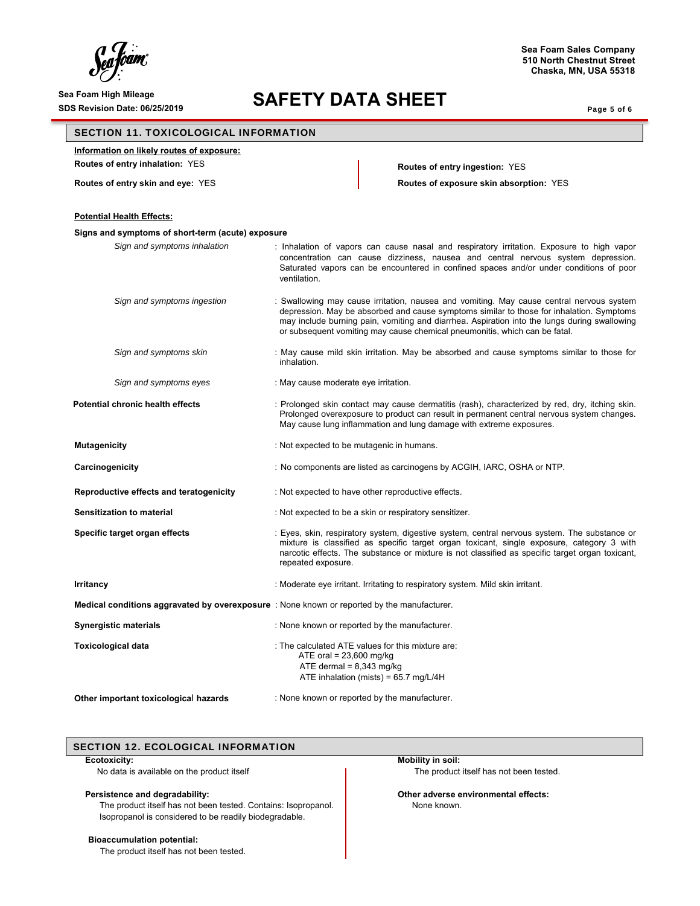## SECTION 11. TOXICOLOGICAL INFORMATION

**Information on likely routes of exposure:**

**Routes of entry inhalation:** YES

**Routes of entry skin and eye:** YES

**Routes of entry ingestion:** YES

**Routes of exposure skin absorption:** YES

**Potential Health Effects:**

**Signs and symptoms of short-term (acute) exposure**

*Sign and symptoms inhalation* : Inhalation of vapors can cause nasal and respiratory irritation. Exposure to high vapor concentration can cause dizziness, nausea and central nervous system depression. Saturated vapors can be encountered in confined spaces and/or under conditions of poor ventilation.

*Sign and symptoms ingestion* : Swallowing may cause irritation, nausea and vomiting. May cause central nervous system depression. May be absorbed and cause symptoms similar to those for inhalation. Symptoms may include burning pain, vomiting and diarrhea. Aspiration into the lungs during swallowing or subsequent vomiting may cause chemical pneumonitis, which can be fatal.

*Sign and symptoms skin* : May cause mild skin irritation. May be absorbed and cause symptoms similar to those for inhalation.

*Sign and symptoms eyes* : May cause moderate eye irritation.

**Potential chronic health effects** : Prolonged skin contact may cause dermatitis (rash), characterized by red, dry, itching skin. Prolonged overexposure to product can result in permanent central nervous system changes. May cause lung inflammation and lung damage with extreme exposures.

**Mutagenicity** : Not expected to be mutagenic in humans.

**Carcinogenicity** : No components are listed as carcinogens by ACGIH, IARC, OSHA or NTP.

**Reproductive effects and teratogenicity** : Not expected to have other reproductive effects.

**Sensitization to material** : Not expected to be a skin or respiratory sensitizer.

**Specific target organ effects** : Eyes, skin, respiratory system, digestive system, central nervous system. The substance or mixture is classified as specific target organ toxicant, single exposure, category 3 with narcotic effects. The substance or mixture is not classified as specific target organ toxicant, repeated exposure.

**Irritancy** : Moderate eye irritant. Irritating to respiratory system. Mild skin irritant.

**Medical conditions aggravated by overexposure** : None known or reported by the manufacturer.

**Synergistic materials** : None known or reported by the manufacturer.

**Toxicological data** : The calculated ATE values for this mixture are:
- ATE oral = 23,600 mg/kg
- ATE dermal = 8,343 mg/kg
- ATE inhalation (mists) = 65.7 mg/L/4H

**Other important toxicological hazards** : None known or reported by the manufacturer.

## SECTION 12. ECOLOGICAL INFORMATION

**Ecotoxicity:**
No data is available on the product itself

**Persistence and degradability:**
The product itself has not been tested. Contains: Isopropanol. Isopropanol is considered to be readily biodegradable.

**Bioaccumulation potential:**
The product itself has not been tested.

**Mobility in soil:**
The product itself has not been tested.

**Other adverse environmental effects:**
None known.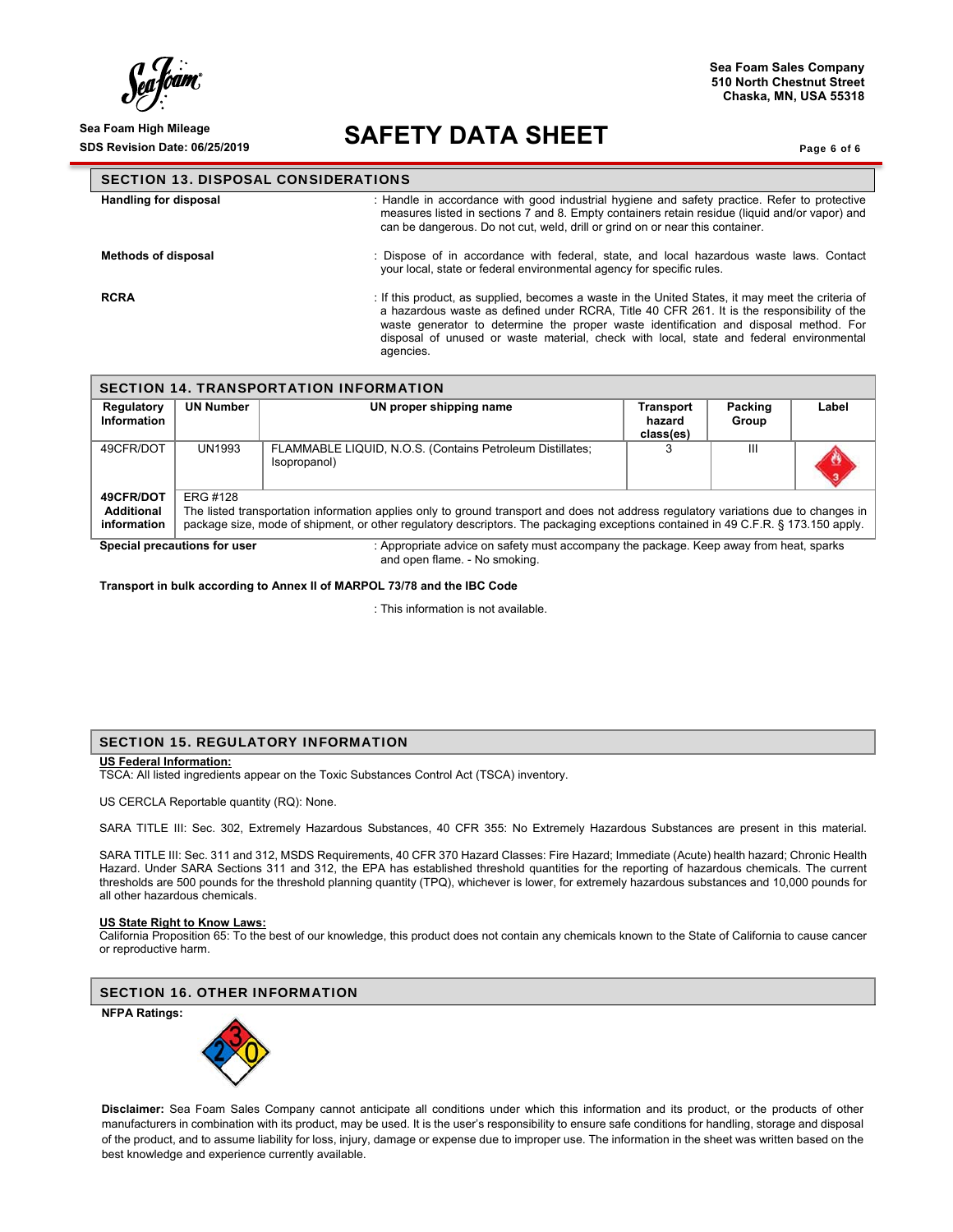## SECTION 13. DISPOSAL CONSIDERATIONS

**Handling for disposal** : Handle in accordance with good industrial hygiene and safety practice. Refer to protective measures listed in sections 7 and 8. Empty containers retain residue (liquid and/or vapor) and can be dangerous. Do not cut, weld, drill or grind on or near this container.

**Methods of disposal** : Dispose of in accordance with federal, state, and local hazardous waste laws. Contact your local, state or federal environmental agency for specific rules.

**RCRA** : If this product, as supplied, becomes a waste in the United States, it may meet the criteria of a hazardous waste as defined under RCRA, Title 40 CFR 261. It is the responsibility of the waste generator to determine the proper waste identification and disposal method. For disposal of unused or waste material, check with local, state and federal environmental agencies.

## SECTION 14. TRANSPORTATION INFORMATION

| Regulatory Information | UN Number | UN proper shipping name | Transport hazard class(es) | Packing Group | Label |
|---|---|---|---|---|---|
| 49CFR/DOT | UN1993 | FLAMMABLE LIQUID, N.O.S. (Contains Petroleum Distillates; Isopropanol) | 3 | III | |
| 49CFR/DOT Additional information | ERG #128<br>The listed transportation information applies only to ground transport and does not address regulatory variations due to changes in package size, mode of shipment, or other regulatory descriptors. The packaging exceptions contained in 49 C.F.R. § 173.150 apply. | | | | |

**Special precautions for user** : Appropriate advice on safety must accompany the package. Keep away from heat, sparks and open flame. - No smoking.

**Transport in bulk according to Annex II of MARPOL 73/78 and the IBC Code**

: This information is not available.

## SECTION 15. REGULATORY INFORMATION

**US Federal Information:**

TSCA: All listed ingredients appear on the Toxic Substances Control Act (TSCA) inventory.

US CERCLA Reportable quantity (RQ): None.

SARA TITLE III: Sec. 302, Extremely Hazardous Substances, 40 CFR 355: No Extremely Hazardous Substances are present in this material.

SARA TITLE III: Sec. 311 and 312, MSDS Requirements, 40 CFR 370 Hazard Classes: Fire Hazard; Immediate (Acute) health hazard; Chronic Health Hazard. Under SARA Sections 311 and 312, the EPA has established threshold quantities for the reporting of hazardous chemicals. The current thresholds are 500 pounds for the threshold planning quantity (TPQ), whichever is lower, for extremely hazardous substances and 10,000 pounds for all other hazardous chemicals.

**US State Right to Know Laws:**

California Proposition 65: To the best of our knowledge, this product does not contain any chemicals known to the State of California to cause cancer or reproductive harm.

## SECTION 16. OTHER INFORMATION

**NFPA Ratings:**

3

2 0

**Disclaimer:** Sea Foam Sales Company cannot anticipate all conditions under which this information and its product, or the products of other manufacturers in combination with its product, may be used. It is the user's responsibility to ensure safe conditions for handling, storage and disposal of the product, and to assume liability for loss, injury, damage or expense due to improper use. The information in the sheet was written based on the best knowledge and experience currently available.